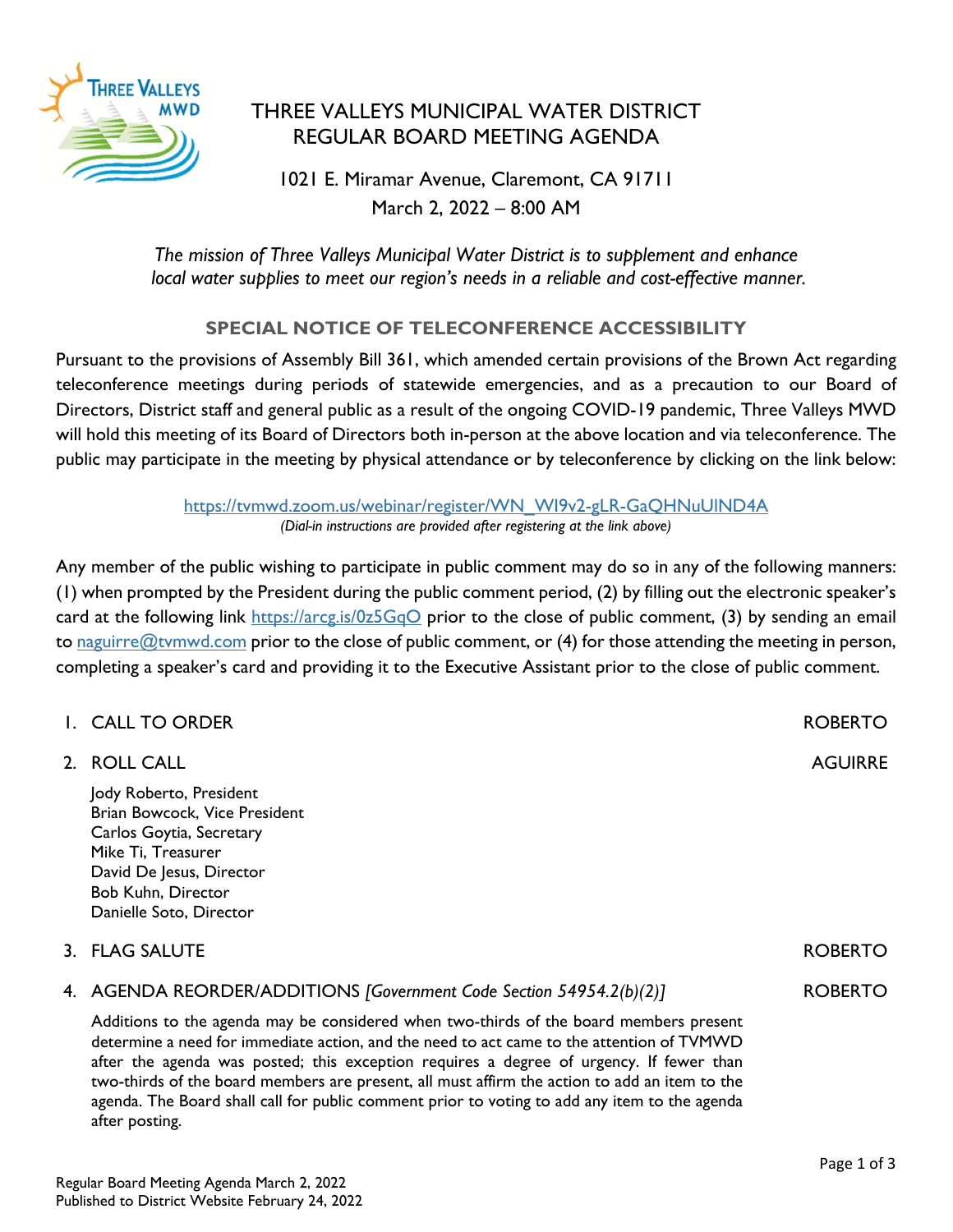# THREE VALLEYS MUNICIPAL WATER DISTRICT
# REGULAR BOARD MEETING AGENDA

1021 E. Miramar Avenue, Claremont, CA 91711
March 2, 2022 – 8:00 AM

*The mission of Three Valleys Municipal Water District is to supplement and enhance local water supplies to meet our region's needs in a reliable and cost-effective manner.*

## SPECIAL NOTICE OF TELECONFERENCE ACCESSIBILITY

Pursuant to the provisions of Assembly Bill 361, which amended certain provisions of the Brown Act regarding teleconference meetings during periods of statewide emergencies, and as a precaution to our Board of Directors, District staff and general public as a result of the ongoing COVID-19 pandemic, Three Valleys MWD will hold this meeting of its Board of Directors both in-person at the above location and via teleconference. The public may participate in the meeting by physical attendance or by teleconference by clicking on the link below:

https://tvmwd.zoom.us/webinar/register/WN_WI9v2-gLR-GaQHNuUIND4A
*(Dial-in instructions are provided after registering at the link above)*

Any member of the public wishing to participate in public comment may do so in any of the following manners: (1) when prompted by the President during the public comment period, (2) by filling out the electronic speaker's card at the following link https://arcg.is/0z5GqO prior to the close of public comment, (3) by sending an email to naguirre@tvmwd.com prior to the close of public comment, or (4) for those attending the meeting in person, completing a speaker's card and providing it to the Executive Assistant prior to the close of public comment.

1. CALL TO ORDER — ROBERTO

2. ROLL CALL — AGUIRRE

   Jody Roberto, President
   Brian Bowcock, Vice President
   Carlos Goytia, Secretary
   Mike Ti, Treasurer
   David De Jesus, Director
   Bob Kuhn, Director
   Danielle Soto, Director

3. FLAG SALUTE — ROBERTO

4. AGENDA REORDER/ADDITIONS *[Government Code Section 54954.2(b)(2)]* — ROBERTO

   Additions to the agenda may be considered when two-thirds of the board members present determine a need for immediate action, and the need to act came to the attention of TVMWD after the agenda was posted; this exception requires a degree of urgency. If fewer than two-thirds of the board members are present, all must affirm the action to add an item to the agenda. The Board shall call for public comment prior to voting to add any item to the agenda after posting.

Regular Board Meeting Agenda March 2, 2022
Published to District Website February 24, 2022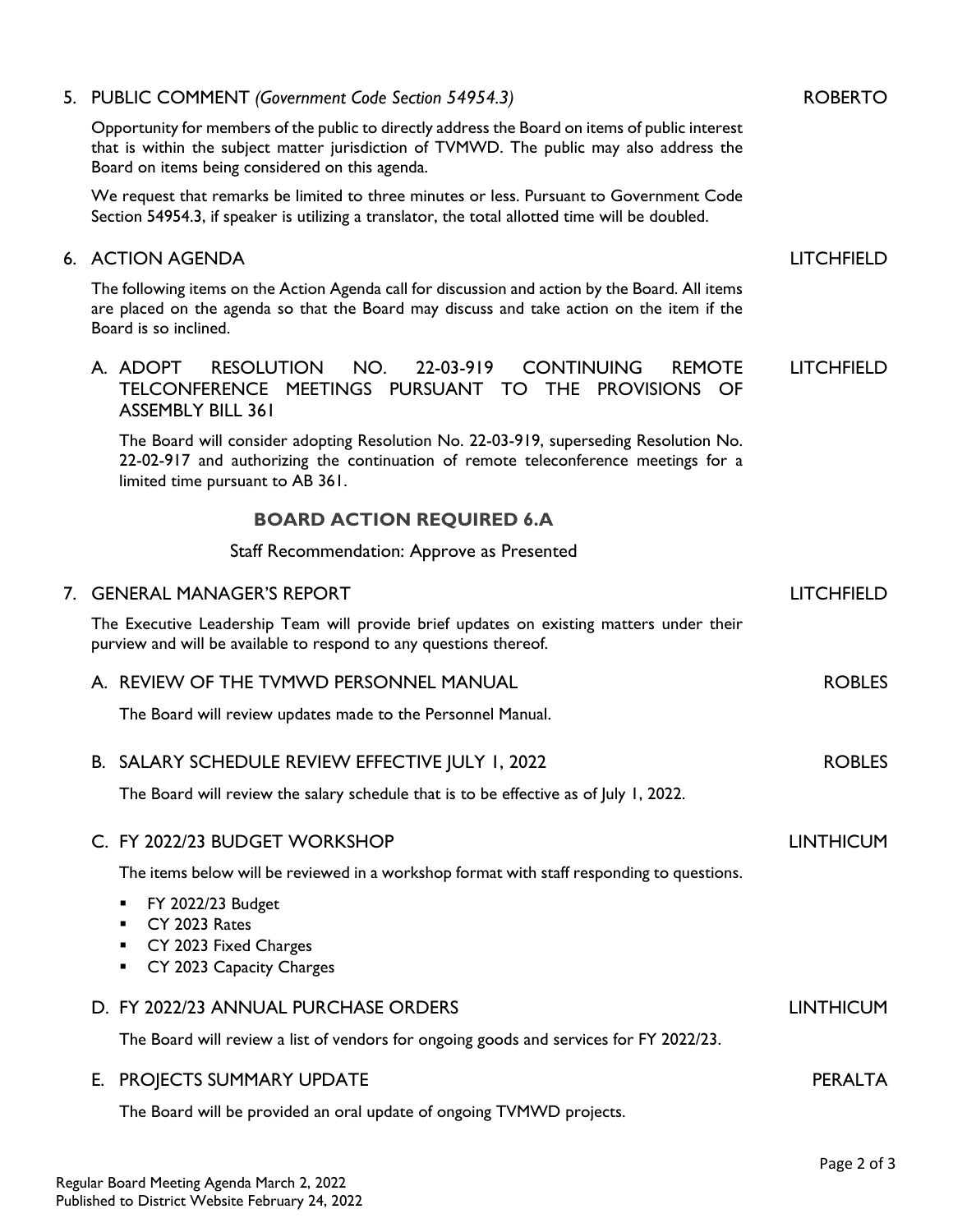5. PUBLIC COMMENT *(Government Code Section 54954.3)* ROBERTO

   Opportunity for members of the public to directly address the Board on items of public interest that is within the subject matter jurisdiction of TVMWD. The public may also address the Board on items being considered on this agenda.

   We request that remarks be limited to three minutes or less. Pursuant to Government Code Section 54954.3, if speaker is utilizing a translator, the total allotted time will be doubled.

6. ACTION AGENDA LITCHFIELD

   The following items on the Action Agenda call for discussion and action by the Board. All items are placed on the agenda so that the Board may discuss and take action on the item if the Board is so inclined.

   A. ADOPT RESOLUTION NO. 22-03-919 CONTINUING REMOTE TELCONFERENCE MEETINGS PURSUANT TO THE PROVISIONS OF ASSEMBLY BILL 361 LITCHFIELD

      The Board will consider adopting Resolution No. 22-03-919, superseding Resolution No. 22-02-917 and authorizing the continuation of remote teleconference meetings for a limited time pursuant to AB 361.

      **BOARD ACTION REQUIRED 6.A**

      Staff Recommendation: Approve as Presented

7. GENERAL MANAGER'S REPORT LITCHFIELD

   The Executive Leadership Team will provide brief updates on existing matters under their purview and will be available to respond to any questions thereof.

   A. REVIEW OF THE TVMWD PERSONNEL MANUAL ROBLES

      The Board will review updates made to the Personnel Manual.

   B. SALARY SCHEDULE REVIEW EFFECTIVE JULY 1, 2022 ROBLES

      The Board will review the salary schedule that is to be effective as of July 1, 2022.

   C. FY 2022/23 BUDGET WORKSHOP LINTHICUM

      The items below will be reviewed in a workshop format with staff responding to questions.

      - FY 2022/23 Budget
      - CY 2023 Rates
      - CY 2023 Fixed Charges
      - CY 2023 Capacity Charges

   D. FY 2022/23 ANNUAL PURCHASE ORDERS LINTHICUM

      The Board will review a list of vendors for ongoing goods and services for FY 2022/23.

   E. PROJECTS SUMMARY UPDATE PERALTA

      The Board will be provided an oral update of ongoing TVMWD projects.

Regular Board Meeting Agenda March 2, 2022
Published to District Website February 24, 2022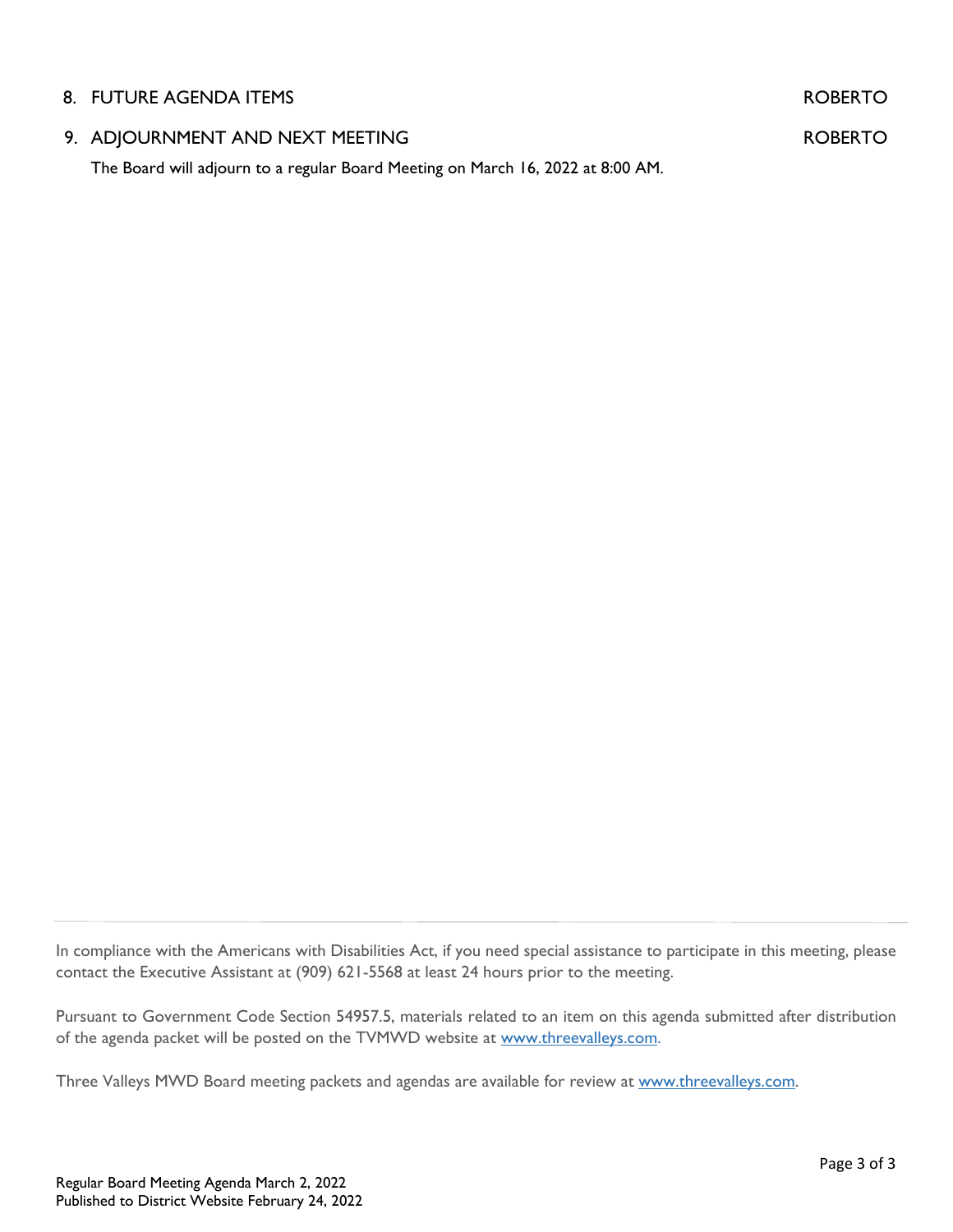8. FUTURE AGENDA ITEMS ROBERTO

9. ADJOURNMENT AND NEXT MEETING ROBERTO

   The Board will adjourn to a regular Board Meeting on March 16, 2022 at 8:00 AM.

---

In compliance with the Americans with Disabilities Act, if you need special assistance to participate in this meeting, please contact the Executive Assistant at (909) 621-5568 at least 24 hours prior to the meeting.

Pursuant to Government Code Section 54957.5, materials related to an item on this agenda submitted after distribution of the agenda packet will be posted on the TVMWD website at www.threevalleys.com.

Three Valleys MWD Board meeting packets and agendas are available for review at www.threevalleys.com.